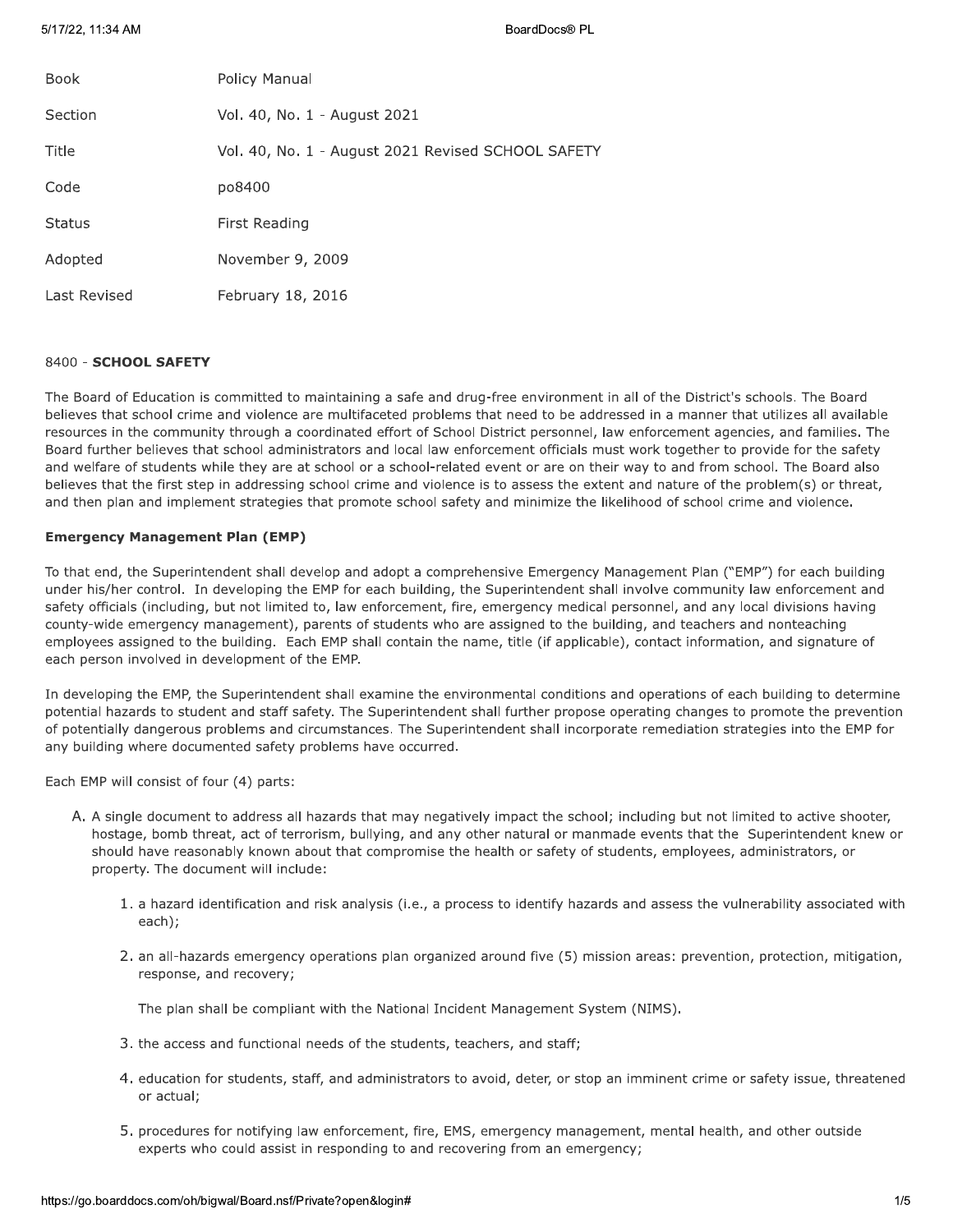| Book | Policy Manual |
| --- | --- |
| Section | Vol. 40, No. 1 - August 2021 |
| Title | Vol. 40, No. 1 - August 2021 Revised SCHOOL SAFETY |
| Code | po8400 |
| Status | First Reading |
| Adopted | November 9, 2009 |
| Last Revised | February 18, 2016 |

8400 - **SCHOOL SAFETY**

The Board of Education is committed to maintaining a safe and drug-free environment in all of the District's schools. The Board believes that school crime and violence are multifaceted problems that need to be addressed in a manner that utilizes all available resources in the community through a coordinated effort of School District personnel, law enforcement agencies, and families. The Board further believes that school administrators and local law enforcement officials must work together to provide for the safety and welfare of students while they are at school or a school-related event or are on their way to and from school. The Board also believes that the first step in addressing school crime and violence is to assess the extent and nature of the problem(s) or threat, and then plan and implement strategies that promote school safety and minimize the likelihood of school crime and violence.

**Emergency Management Plan (EMP)**

To that end, the Superintendent shall develop and adopt a comprehensive Emergency Management Plan ("EMP") for each building under his/her control. In developing the EMP for each building, the Superintendent shall involve community law enforcement and safety officials (including, but not limited to, law enforcement, fire, emergency medical personnel, and any local divisions having county-wide emergency management), parents of students who are assigned to the building, and teachers and nonteaching employees assigned to the building. Each EMP shall contain the name, title (if applicable), contact information, and signature of each person involved in development of the EMP.

In developing the EMP, the Superintendent shall examine the environmental conditions and operations of each building to determine potential hazards to student and staff safety. The Superintendent shall further propose operating changes to promote the prevention of potentially dangerous problems and circumstances. The Superintendent shall incorporate remediation strategies into the EMP for any building where documented safety problems have occurred.

Each EMP will consist of four (4) parts:

A. A single document to address all hazards that may negatively impact the school; including but not limited to active shooter, hostage, bomb threat, act of terrorism, bullying, and any other natural or manmade events that the Superintendent knew or should have reasonably known about that compromise the health or safety of students, employees, administrators, or property. The document will include:

   1. a hazard identification and risk analysis (i.e., a process to identify hazards and assess the vulnerability associated with each);

   2. an all-hazards emergency operations plan organized around five (5) mission areas: prevention, protection, mitigation, response, and recovery;

      The plan shall be compliant with the National Incident Management System (NIMS).

   3. the access and functional needs of the students, teachers, and staff;

   4. education for students, staff, and administrators to avoid, deter, or stop an imminent crime or safety issue, threatened or actual;

   5. procedures for notifying law enforcement, fire, EMS, emergency management, mental health, and other outside experts who could assist in responding to and recovering from an emergency;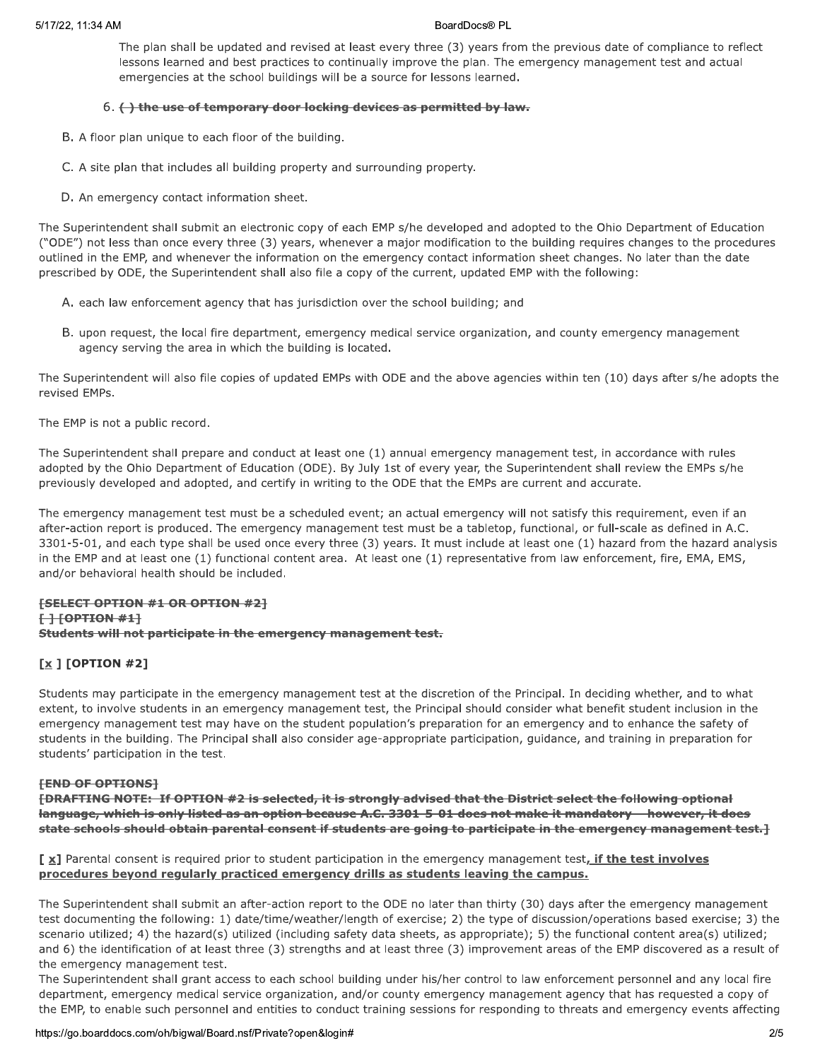The plan shall be updated and revised at least every three (3) years from the previous date of compliance to reflect lessons learned and best practices to continually improve the plan. The emergency management test and actual emergencies at the school buildings will be a source for lessons learned.

6. ~~( ) the use of temporary door locking devices as permitted by law.~~

B. A floor plan unique to each floor of the building.

C. A site plan that includes all building property and surrounding property.

D. An emergency contact information sheet.

The Superintendent shall submit an electronic copy of each EMP s/he developed and adopted to the Ohio Department of Education ("ODE") not less than once every three (3) years, whenever a major modification to the building requires changes to the procedures outlined in the EMP, and whenever the information on the emergency contact information sheet changes. No later than the date prescribed by ODE, the Superintendent shall also file a copy of the current, updated EMP with the following:

A. each law enforcement agency that has jurisdiction over the school building; and

B. upon request, the local fire department, emergency medical service organization, and county emergency management agency serving the area in which the building is located.

The Superintendent will also file copies of updated EMPs with ODE and the above agencies within ten (10) days after s/he adopts the revised EMPs.

The EMP is not a public record.

The Superintendent shall prepare and conduct at least one (1) annual emergency management test, in accordance with rules adopted by the Ohio Department of Education (ODE). By July 1st of every year, the Superintendent shall review the EMPs s/he previously developed and adopted, and certify in writing to the ODE that the EMPs are current and accurate.

The emergency management test must be a scheduled event; an actual emergency will not satisfy this requirement, even if an after-action report is produced. The emergency management test must be a tabletop, functional, or full-scale as defined in A.C. 3301-5-01, and each type shall be used once every three (3) years. It must include at least one (1) hazard from the hazard analysis in the EMP and at least one (1) functional content area. At least one (1) representative from law enforcement, fire, EMA, EMS, and/or behavioral health should be included.

~~**[SELECT OPTION #1 OR OPTION #2]**~~
~~**[ ] [OPTION #1]**~~
~~**Students will not participate in the emergency management test.**~~

**[x ] [OPTION #2]**

Students may participate in the emergency management test at the discretion of the Principal. In deciding whether, and to what extent, to involve students in an emergency management test, the Principal should consider what benefit student inclusion in the emergency management test may have on the student population's preparation for an emergency and to enhance the safety of students in the building. The Principal shall also consider age-appropriate participation, guidance, and training in preparation for students' participation in the test.

~~**[END OF OPTIONS]**~~
~~**[DRAFTING NOTE: If OPTION #2 is selected, it is strongly advised that the District select the following optional language, which is only listed as an option because A.C. 3301-5-01 does not make it mandatory – however, it does state schools should obtain parental consent if students are going to participate in the emergency management test.]**~~

**[ x]** Parental consent is required prior to student participation in the emergency management test**, if the test involves procedures beyond regularly practiced emergency drills as students leaving the campus.**

The Superintendent shall submit an after-action report to the ODE no later than thirty (30) days after the emergency management test documenting the following: 1) date/time/weather/length of exercise; 2) the type of discussion/operations based exercise; 3) the scenario utilized; 4) the hazard(s) utilized (including safety data sheets, as appropriate); 5) the functional content area(s) utilized; and 6) the identification of at least three (3) strengths and at least three (3) improvement areas of the EMP discovered as a result of the emergency management test.

The Superintendent shall grant access to each school building under his/her control to law enforcement personnel and any local fire department, emergency medical service organization, and/or county emergency management agency that has requested a copy of the EMP, to enable such personnel and entities to conduct training sessions for responding to threats and emergency events affecting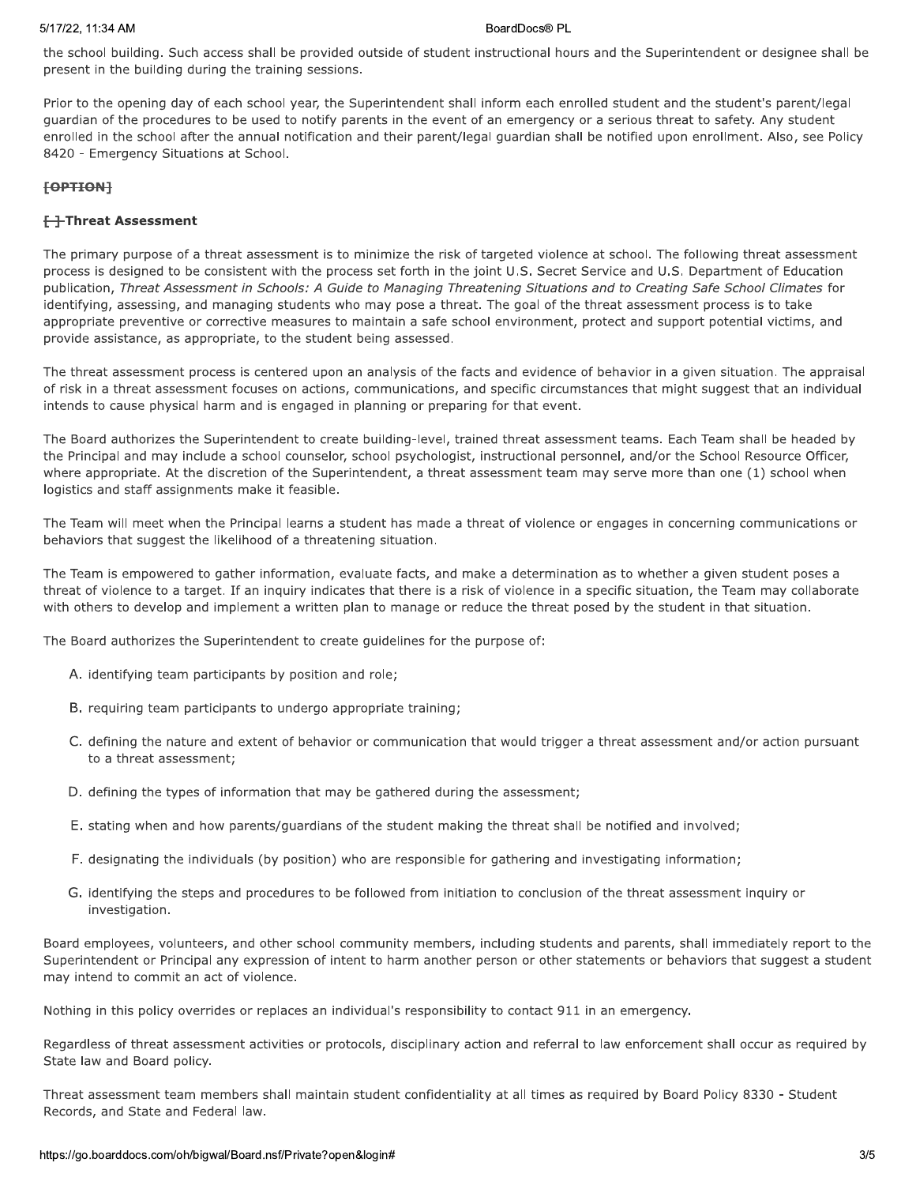the school building. Such access shall be provided outside of student instructional hours and the Superintendent or designee shall be present in the building during the training sessions.

Prior to the opening day of each school year, the Superintendent shall inform each enrolled student and the student's parent/legal guardian of the procedures to be used to notify parents in the event of an emergency or a serious threat to safety. Any student enrolled in the school after the annual notification and their parent/legal guardian shall be notified upon enrollment. Also, see Policy 8420 - Emergency Situations at School.

~~**[OPTION]**~~

**~~[ ]~~ Threat Assessment**

The primary purpose of a threat assessment is to minimize the risk of targeted violence at school. The following threat assessment process is designed to be consistent with the process set forth in the joint U.S. Secret Service and U.S. Department of Education publication, *Threat Assessment in Schools: A Guide to Managing Threatening Situations and to Creating Safe School Climates* for identifying, assessing, and managing students who may pose a threat. The goal of the threat assessment process is to take appropriate preventive or corrective measures to maintain a safe school environment, protect and support potential victims, and provide assistance, as appropriate, to the student being assessed.

The threat assessment process is centered upon an analysis of the facts and evidence of behavior in a given situation. The appraisal of risk in a threat assessment focuses on actions, communications, and specific circumstances that might suggest that an individual intends to cause physical harm and is engaged in planning or preparing for that event.

The Board authorizes the Superintendent to create building-level, trained threat assessment teams. Each Team shall be headed by the Principal and may include a school counselor, school psychologist, instructional personnel, and/or the School Resource Officer, where appropriate. At the discretion of the Superintendent, a threat assessment team may serve more than one (1) school when logistics and staff assignments make it feasible.

The Team will meet when the Principal learns a student has made a threat of violence or engages in concerning communications or behaviors that suggest the likelihood of a threatening situation.

The Team is empowered to gather information, evaluate facts, and make a determination as to whether a given student poses a threat of violence to a target. If an inquiry indicates that there is a risk of violence in a specific situation, the Team may collaborate with others to develop and implement a written plan to manage or reduce the threat posed by the student in that situation.

The Board authorizes the Superintendent to create guidelines for the purpose of:

A. identifying team participants by position and role;

B. requiring team participants to undergo appropriate training;

C. defining the nature and extent of behavior or communication that would trigger a threat assessment and/or action pursuant to a threat assessment;

D. defining the types of information that may be gathered during the assessment;

E. stating when and how parents/guardians of the student making the threat shall be notified and involved;

F. designating the individuals (by position) who are responsible for gathering and investigating information;

G. identifying the steps and procedures to be followed from initiation to conclusion of the threat assessment inquiry or investigation.

Board employees, volunteers, and other school community members, including students and parents, shall immediately report to the Superintendent or Principal any expression of intent to harm another person or other statements or behaviors that suggest a student may intend to commit an act of violence.

Nothing in this policy overrides or replaces an individual's responsibility to contact 911 in an emergency.

Regardless of threat assessment activities or protocols, disciplinary action and referral to law enforcement shall occur as required by State law and Board policy.

Threat assessment team members shall maintain student confidentiality at all times as required by Board Policy 8330 - Student Records, and State and Federal law.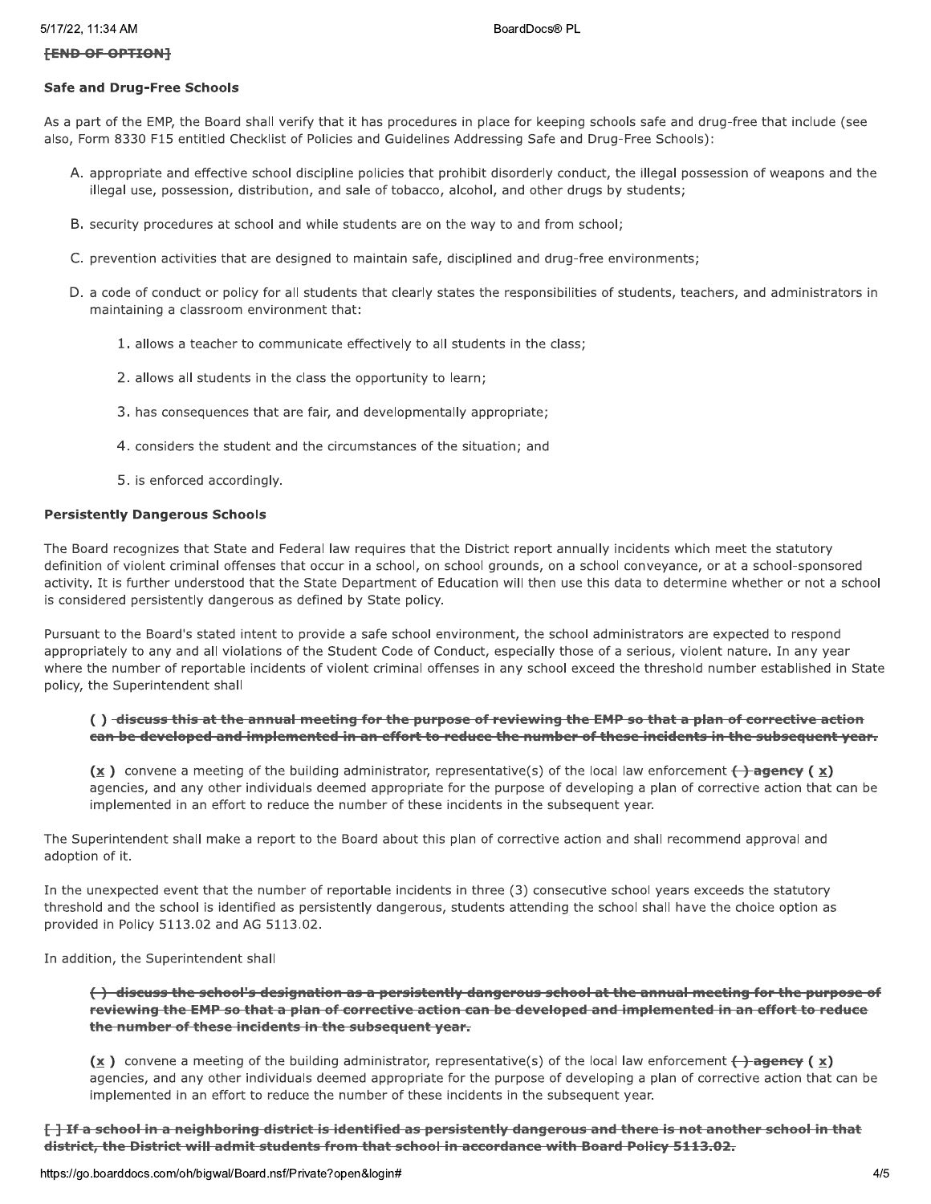~~[END OF OPTION]~~

**Safe and Drug-Free Schools**

As a part of the EMP, the Board shall verify that it has procedures in place for keeping schools safe and drug-free that include (see also, Form 8330 F15 entitled Checklist of Policies and Guidelines Addressing Safe and Drug-Free Schools):

A. appropriate and effective school discipline policies that prohibit disorderly conduct, the illegal possession of weapons and the illegal use, possession, distribution, and sale of tobacco, alcohol, and other drugs by students;

B. security procedures at school and while students are on the way to and from school;

C. prevention activities that are designed to maintain safe, disciplined and drug-free environments;

D. a code of conduct or policy for all students that clearly states the responsibilities of students, teachers, and administrators in maintaining a classroom environment that:

   1. allows a teacher to communicate effectively to all students in the class;

   2. allows all students in the class the opportunity to learn;

   3. has consequences that are fair, and developmentally appropriate;

   4. considers the student and the circumstances of the situation; and

   5. is enforced accordingly.

**Persistently Dangerous Schools**

The Board recognizes that State and Federal law requires that the District report annually incidents which meet the statutory definition of violent criminal offenses that occur in a school, on school grounds, on a school conveyance, or at a school-sponsored activity. It is further understood that the State Department of Education will then use this data to determine whether or not a school is considered persistently dangerous as defined by State policy.

Pursuant to the Board's stated intent to provide a safe school environment, the school administrators are expected to respond appropriately to any and all violations of the Student Code of Conduct, especially those of a serious, violent nature. In any year where the number of reportable incidents of violent criminal offenses in any school exceed the threshold number established in State policy, the Superintendent shall

> **( ) ~~discuss this at the annual meeting for the purpose of reviewing the EMP so that a plan of corrective action can be developed and implemented in an effort to reduce the number of these incidents in the subsequent year.~~**
>
> **(x)** convene a meeting of the building administrator, representative(s) of the local law enforcement ~~( ) agency~~ **(x)** agencies, and any other individuals deemed appropriate for the purpose of developing a plan of corrective action that can be implemented in an effort to reduce the number of these incidents in the subsequent year.

The Superintendent shall make a report to the Board about this plan of corrective action and shall recommend approval and adoption of it.

In the unexpected event that the number of reportable incidents in three (3) consecutive school years exceeds the statutory threshold and the school is identified as persistently dangerous, students attending the school shall have the choice option as provided in Policy 5113.02 and AG 5113.02.

In addition, the Superintendent shall

> **~~( ) discuss the school's designation as a persistently dangerous school at the annual meeting for the purpose of reviewing the EMP so that a plan of corrective action can be developed and implemented in an effort to reduce the number of these incidents in the subsequent year.~~**
>
> **(x)** convene a meeting of the building administrator, representative(s) of the local law enforcement ~~( ) agency~~ **(x)** agencies, and any other individuals deemed appropriate for the purpose of developing a plan of corrective action that can be implemented in an effort to reduce the number of these incidents in the subsequent year.

**~~[ ] If a school in a neighboring district is identified as persistently dangerous and there is not another school in that district, the District will admit students from that school in accordance with Board Policy 5113.02.~~**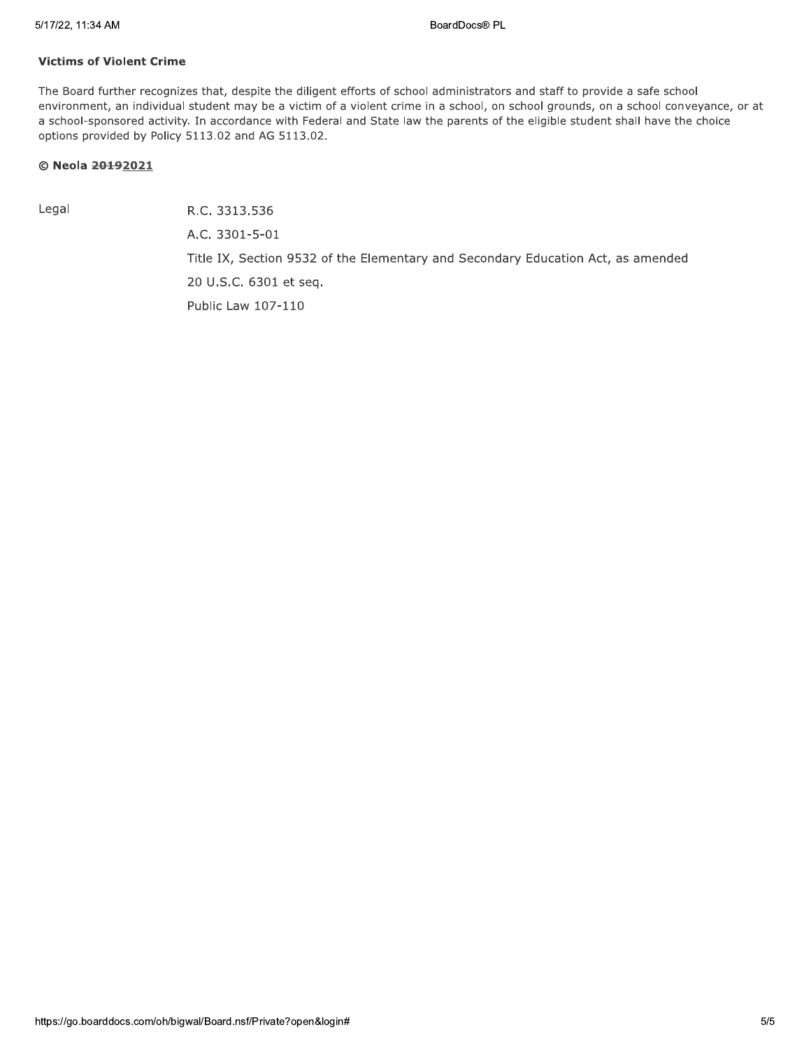**Victims of Violent Crime**

The Board further recognizes that, despite the diligent efforts of school administrators and staff to provide a safe school environment, an individual student may be a victim of a violent crime in a school, on school grounds, on a school conveyance, or at a school-sponsored activity. In accordance with Federal and State law the parents of the eligible student shall have the choice options provided by Policy 5113.02 and AG 5113.02.

**© Neola ~~2019~~2021**

| | |
|---|---|
| Legal | R.C. 3313.536 |
| | A.C. 3301-5-01 |
| | Title IX, Section 9532 of the Elementary and Secondary Education Act, as amended |
| | 20 U.S.C. 6301 et seq. |
| | Public Law 107-110 |